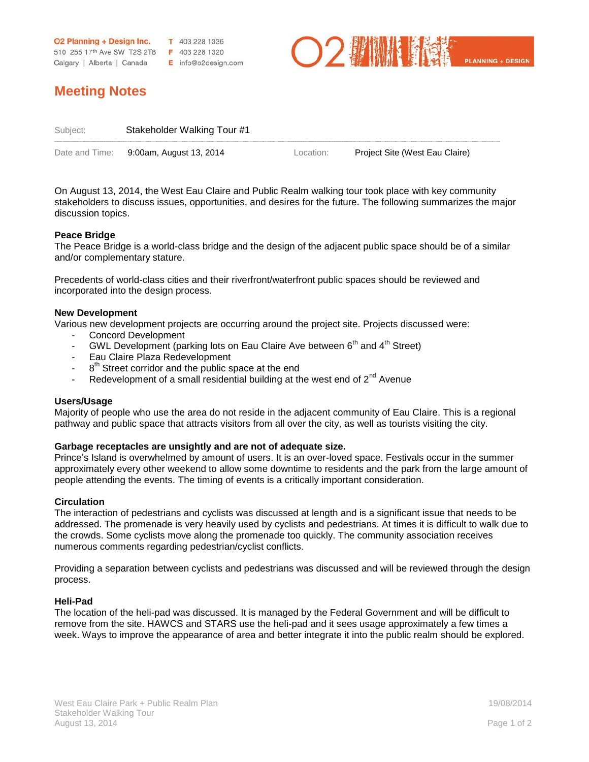O2 Planning + Design Inc.
510 255 17th Ave SW T2S 2T8
Calgary | Alberta | Canada

T 403 228 1336
F 403 228 1320
E info@o2design.com

# Meeting Notes

| Subject: | Stakeholder Walking Tour #1 | | |
|---|---|---|---|
| Date and Time: | 9:00am, August 13, 2014 | Location: | Project Site (West Eau Claire) |

On August 13, 2014, the West Eau Claire and Public Realm walking tour took place with key community stakeholders to discuss issues, opportunities, and desires for the future. The following summarizes the major discussion topics.

**Peace Bridge**

The Peace Bridge is a world-class bridge and the design of the adjacent public space should be of a similar and/or complementary stature.

Precedents of world-class cities and their riverfront/waterfront public spaces should be reviewed and incorporated into the design process.

**New Development**

Various new development projects are occurring around the project site. Projects discussed were:

- Concord Development
- GWL Development (parking lots on Eau Claire Ave between 6th and 4th Street)
- Eau Claire Plaza Redevelopment
- 8th Street corridor and the public space at the end
- Redevelopment of a small residential building at the west end of 2nd Avenue

**Users/Usage**

Majority of people who use the area do not reside in the adjacent community of Eau Claire. This is a regional pathway and public space that attracts visitors from all over the city, as well as tourists visiting the city.

**Garbage receptacles are unsightly and are not of adequate size.**

Prince's Island is overwhelmed by amount of users. It is an over-loved space. Festivals occur in the summer approximately every other weekend to allow some downtime to residents and the park from the large amount of people attending the events. The timing of events is a critically important consideration.

**Circulation**

The interaction of pedestrians and cyclists was discussed at length and is a significant issue that needs to be addressed. The promenade is very heavily used by cyclists and pedestrians. At times it is difficult to walk due to the crowds. Some cyclists move along the promenade too quickly. The community association receives numerous comments regarding pedestrian/cyclist conflicts.

Providing a separation between cyclists and pedestrians was discussed and will be reviewed through the design process.

**Heli-Pad**

The location of the heli-pad was discussed. It is managed by the Federal Government and will be difficult to remove from the site. HAWCS and STARS use the heli-pad and it sees usage approximately a few times a week. Ways to improve the appearance of area and better integrate it into the public realm should be explored.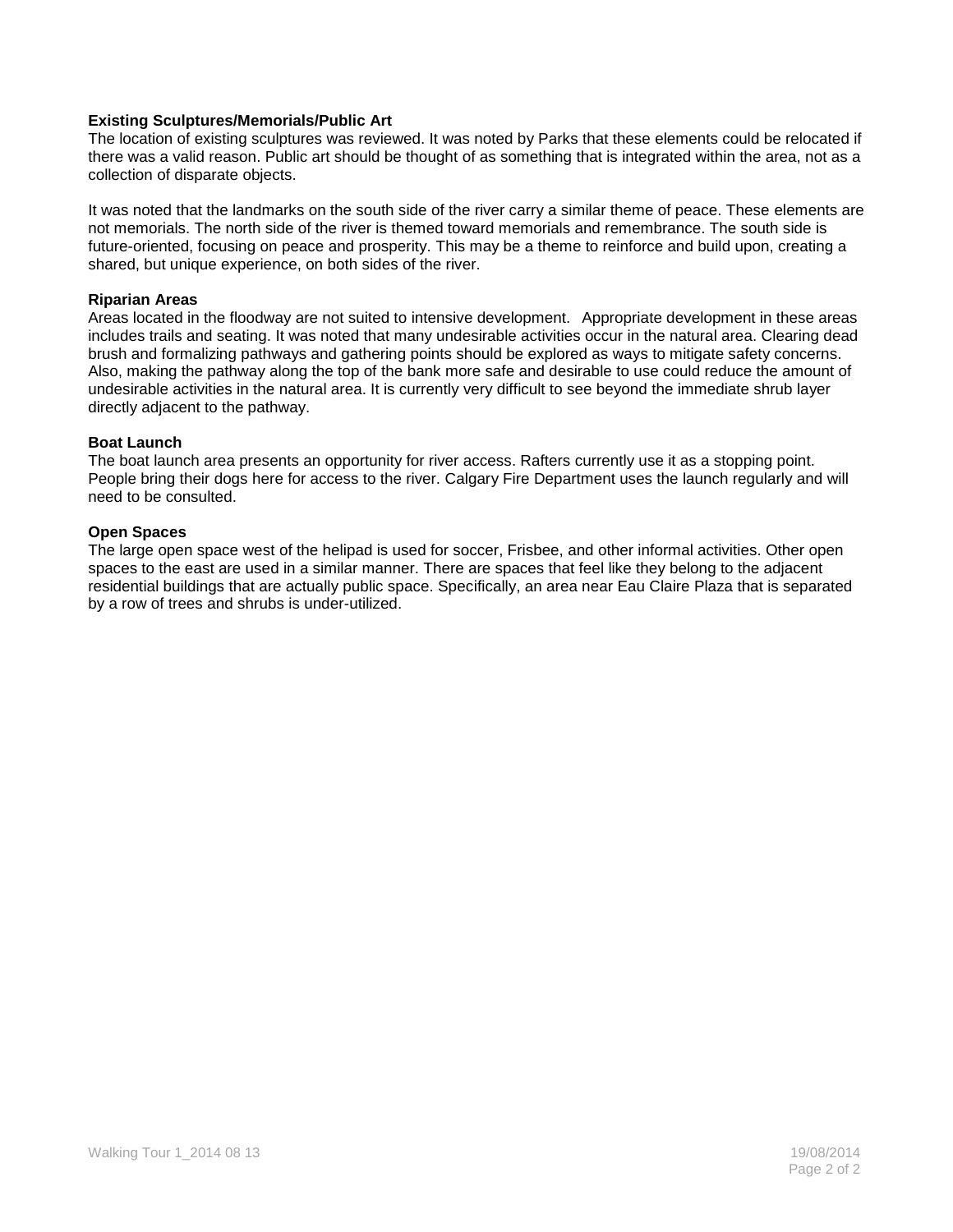**Existing Sculptures/Memorials/Public Art**

The location of existing sculptures was reviewed. It was noted by Parks that these elements could be relocated if there was a valid reason. Public art should be thought of as something that is integrated within the area, not as a collection of disparate objects.

It was noted that the landmarks on the south side of the river carry a similar theme of peace. These elements are not memorials. The north side of the river is themed toward memorials and remembrance. The south side is future-oriented, focusing on peace and prosperity. This may be a theme to reinforce and build upon, creating a shared, but unique experience, on both sides of the river.

**Riparian Areas**

Areas located in the floodway are not suited to intensive development. Appropriate development in these areas includes trails and seating. It was noted that many undesirable activities occur in the natural area. Clearing dead brush and formalizing pathways and gathering points should be explored as ways to mitigate safety concerns. Also, making the pathway along the top of the bank more safe and desirable to use could reduce the amount of undesirable activities in the natural area. It is currently very difficult to see beyond the immediate shrub layer directly adjacent to the pathway.

**Boat Launch**

The boat launch area presents an opportunity for river access. Rafters currently use it as a stopping point. People bring their dogs here for access to the river. Calgary Fire Department uses the launch regularly and will need to be consulted.

**Open Spaces**

The large open space west of the helipad is used for soccer, Frisbee, and other informal activities. Other open spaces to the east are used in a similar manner. There are spaces that feel like they belong to the adjacent residential buildings that are actually public space. Specifically, an area near Eau Claire Plaza that is separated by a row of trees and shrubs is under-utilized.